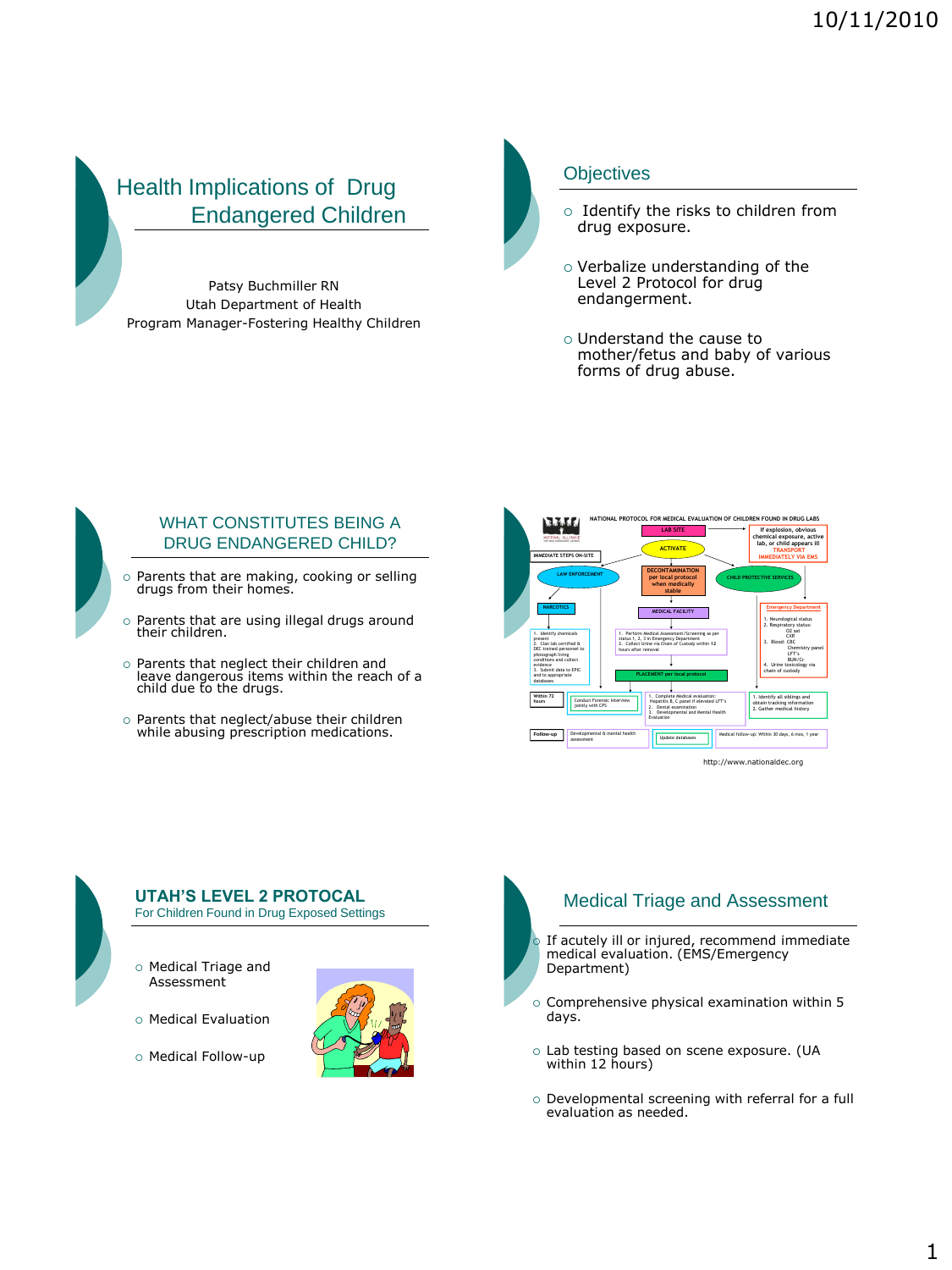# Health Implications of Drug Endangered Children

Patsy Buchmiller RN
Utah Department of Health
Program Manager-Fostering Healthy Children

## Objectives

- Identify the risks to children from drug exposure.
- Verbalize understanding of the Level 2 Protocol for drug endangerment.
- Understand the cause to mother/fetus and baby of various forms of drug abuse.

## WHAT CONSTITUTES BEING A DRUG ENDANGERED CHILD?

- Parents that are making, cooking or selling drugs from their homes.
- Parents that are using illegal drugs around their children.
- Parents that neglect their children and leave dangerous items within the reach of a child due to the drugs.
- Parents that neglect/abuse their children while abusing prescription medications.

## NATIONAL PROTOCOL FOR MEDICAL EVALUATION OF CHILDREN FOUND IN DRUG LABS

IMMEDIATE STEPS ON-SITE

- LAB SITE → If explosion, obvious chemical exposure, active lab, or child appears ill: TRANSPORT IMMEDIATELY VIA EMS
- ACTIVATE
- LAW ENFORCEMENT
  - NARCOTICS
    1. Identify chemicals present
    2. Clan lab certified & DEC trained personnel to photograph living conditions and collect evidence
    3. Submit data to EPIC and to appropriate databases
- DECONTAMINATION per local protocol when medically stable
  - MEDICAL FACILITY
    1. Perform Medical Assessment/Screening as per status 1, 2, 3 in Emergency Department
    2. Collect Urine via Chain of Custody within 12 hours after removal
  - PLACEMENT per local protocol
- CHILD PROTECTIVE SERVICES
  - Emergency Department
    1. Neurological status
    2. Respiratory status: O2 sat, CXR
    3. Blood: CBC, Chemistry panel, LFT's, BUN/Cr
    4. Urine toxicology via chain of custody

Within 72 hours

- Conduct Forensic Interview jointly with CPS
- 1. Complete Medical evaluation: Hepatitis B, C panel if elevated LFT's 2. Dental examination 3. Developmental and Mental Health Evaluation
- 1. Identify all siblings and obtain tracking information 2. Gather medical history

Follow-up

- Developmental & mental health assessment
- Update databases
- Medical follow-up: Within 30 days, 6 mos, 1 year

http://www.nationaldec.org

## UTAH'S LEVEL 2 PROTOCAL

For Children Found in Drug Exposed Settings

- Medical Triage and Assessment
- Medical Evaluation
- Medical Follow-up

## Medical Triage and Assessment

- If acutely ill or injured, recommend immediate medical evaluation. (EMS/Emergency Department)
- Comprehensive physical examination within 5 days.
- Lab testing based on scene exposure. (UA within 12 hours)
- Developmental screening with referral for a full evaluation as needed.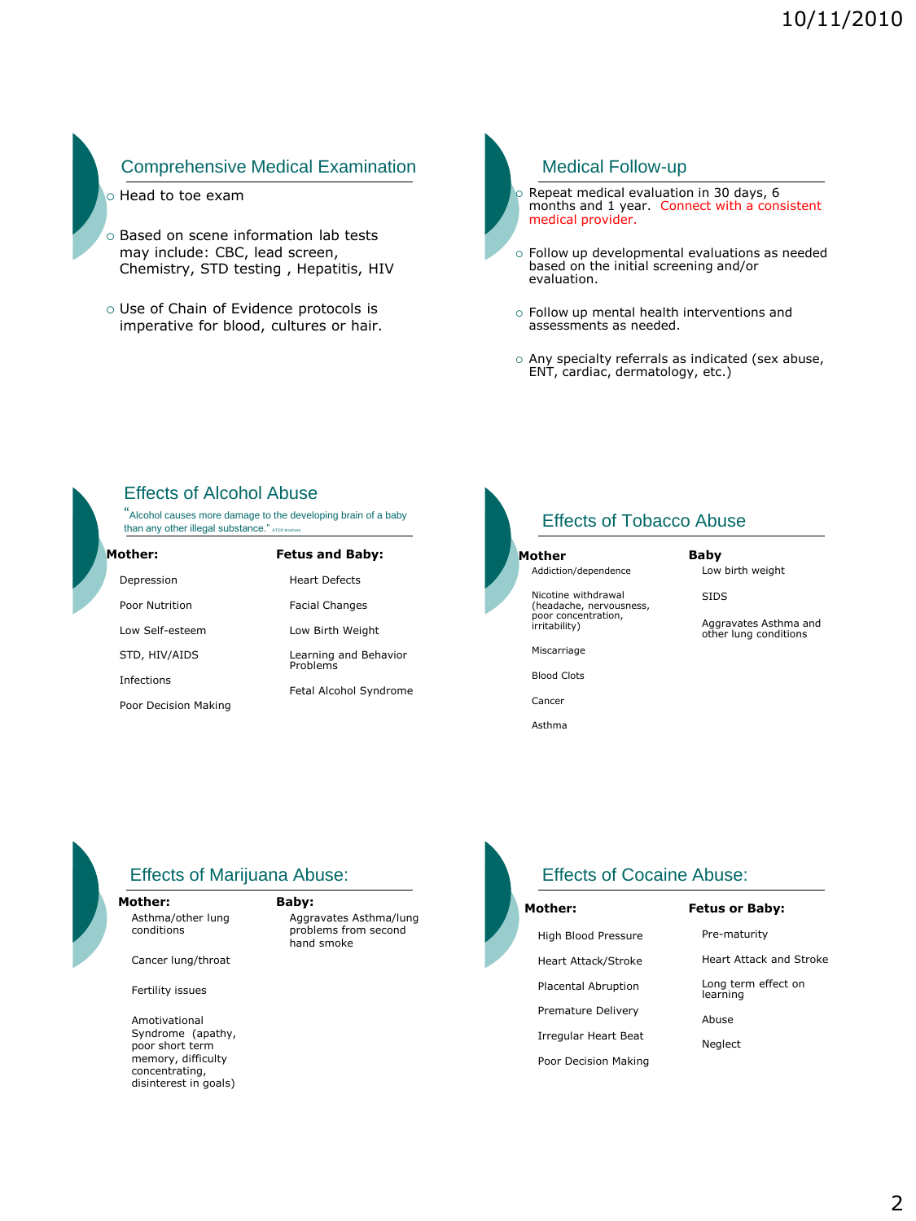## Comprehensive Medical Examination

- Head to toe exam
- Based on scene information lab tests may include: CBC, lead screen, Chemistry, STD testing , Hepatitis, HIV
- Use of Chain of Evidence protocols is imperative for blood, cultures or hair.

## Medical Follow-up

- Repeat medical evaluation in 30 days, 6 months and 1 year. Connect with a consistent medical provider.
- Follow up developmental evaluations as needed based on the initial screening and/or evaluation.
- Follow up mental health interventions and assessments as needed.
- Any specialty referrals as indicated (sex abuse, ENT, cardiac, dermatology, etc.)

## Effects of Alcohol Abuse

"Alcohol causes more damage to the developing brain of a baby than any other illegal substance." ATOD brochure

| Mother: | Fetus and Baby: |
|---|---|
| Depression | Heart Defects |
| Poor Nutrition | Facial Changes |
| Low Self-esteem | Low Birth Weight |
| STD, HIV/AIDS | Learning and Behavior Problems |
| Infections | Fetal Alcohol Syndrome |
| Poor Decision Making | |

## Effects of Tobacco Abuse

| Mother | Baby |
|---|---|
| Addiction/dependence | Low birth weight |
| Nicotine withdrawal (headache, nervousness, poor concentration, irritability) | SIDS |
| Miscarriage | Aggravates Asthma and other lung conditions |
| Blood Clots | |
| Cancer | |
| Asthma | |

## Effects of Marijuana Abuse:

| Mother: | Baby: |
|---|---|
| Asthma/other lung conditions | Aggravates Asthma/lung problems from second hand smoke |
| Cancer lung/throat | |
| Fertility issues | |
| Amotivational Syndrome (apathy, poor short term memory, difficulty concentrating, disinterest in goals) | |

## Effects of Cocaine Abuse:

| Mother: | Fetus or Baby: |
|---|---|
| High Blood Pressure | Pre-maturity |
| Heart Attack/Stroke | Heart Attack and Stroke |
| Placental Abruption | Long term effect on learning |
| Premature Delivery | Abuse |
| Irregular Heart Beat | Neglect |
| Poor Decision Making | |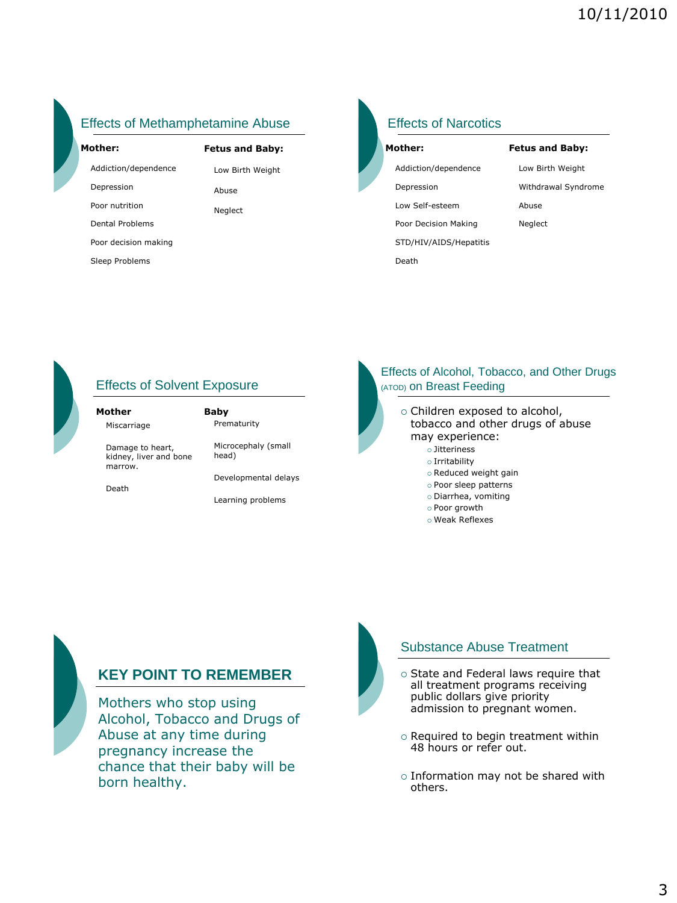## Effects of Methamphetamine Abuse

| Mother: | Fetus and Baby: |
| --- | --- |
| Addiction/dependence | Low Birth Weight |
| Depression | Abuse |
| Poor nutrition | Neglect |
| Dental Problems | |
| Poor decision making | |
| Sleep Problems | |

## Effects of Narcotics

| Mother: | Fetus and Baby: |
| --- | --- |
| Addiction/dependence | Low Birth Weight |
| Depression | Withdrawal Syndrome |
| Low Self-esteem | Abuse |
| Poor Decision Making | Neglect |
| STD/HIV/AIDS/Hepatitis | |
| Death | |

## Effects of Solvent Exposure

| Mother | Baby |
| --- | --- |
| Miscarriage | Prematurity |
| Damage to heart, kidney, liver and bone marrow. | Microcephaly (small head) |
| Death | Developmental delays |
| | Learning problems |

## Effects of Alcohol, Tobacco, and Other Drugs (ATOD) on Breast Feeding

- Children exposed to alcohol, tobacco and other drugs of abuse may experience:
  - Jitteriness
  - Irritability
  - Reduced weight gain
  - Poor sleep patterns
  - Diarrhea, vomiting
  - Poor growth
  - Weak Reflexes

## KEY POINT TO REMEMBER

Mothers who stop using Alcohol, Tobacco and Drugs of Abuse at any time during pregnancy increase the chance that their baby will be born healthy.

## Substance Abuse Treatment

- State and Federal laws require that all treatment programs receiving public dollars give priority admission to pregnant women.
- Required to begin treatment within 48 hours or refer out.
- Information may not be shared with others.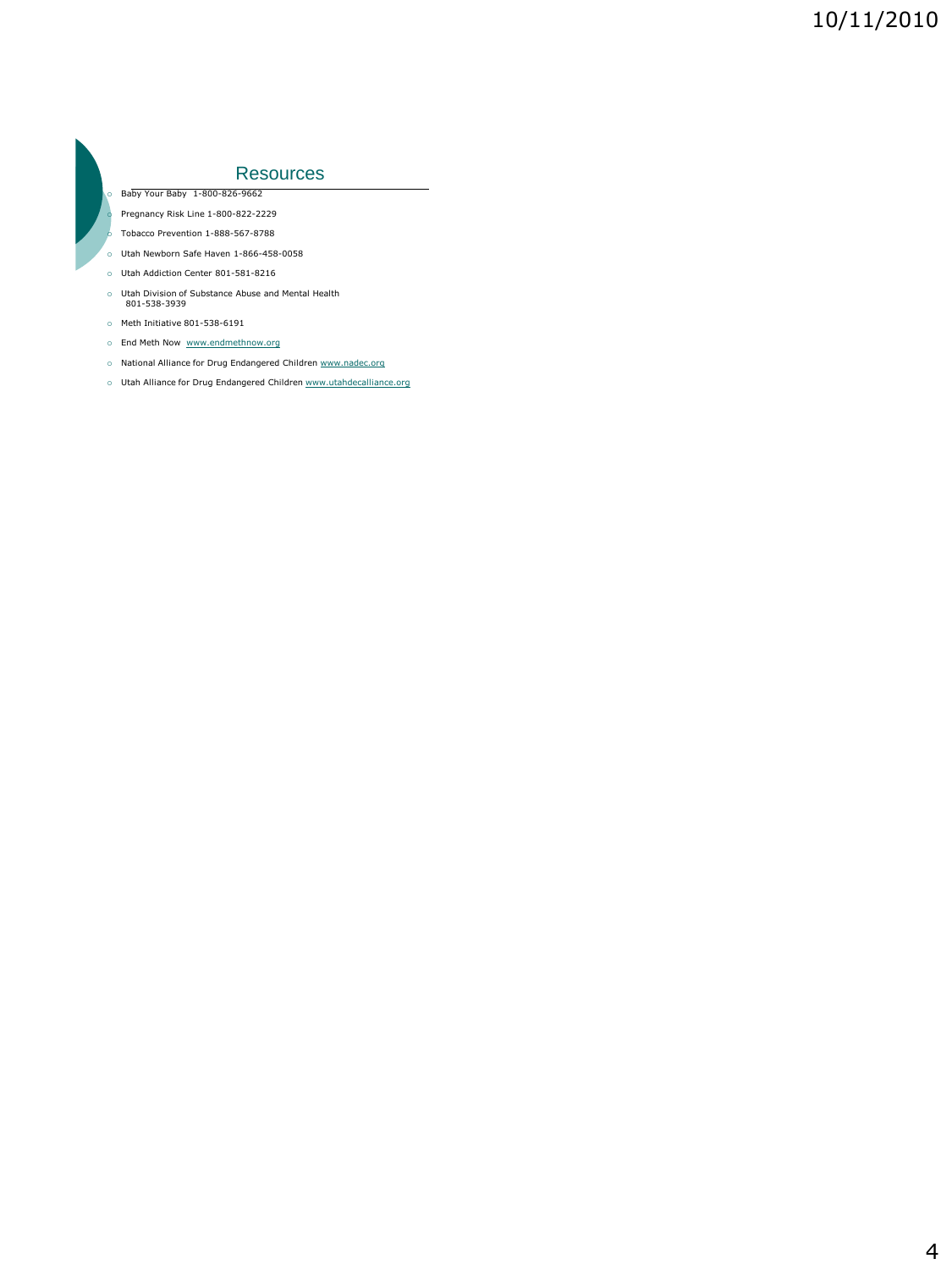## Resources

- Baby Your Baby 1-800-826-9662
- Pregnancy Risk Line 1-800-822-2229
- Tobacco Prevention 1-888-567-8788
- Utah Newborn Safe Haven 1-866-458-0058
- Utah Addiction Center 801-581-8216
- Utah Division of Substance Abuse and Mental Health 801-538-3939
- Meth Initiative 801-538-6191
- End Meth Now www.endmethnow.org
- National Alliance for Drug Endangered Children www.nadec.org
- Utah Alliance for Drug Endangered Children www.utahdecalliance.org